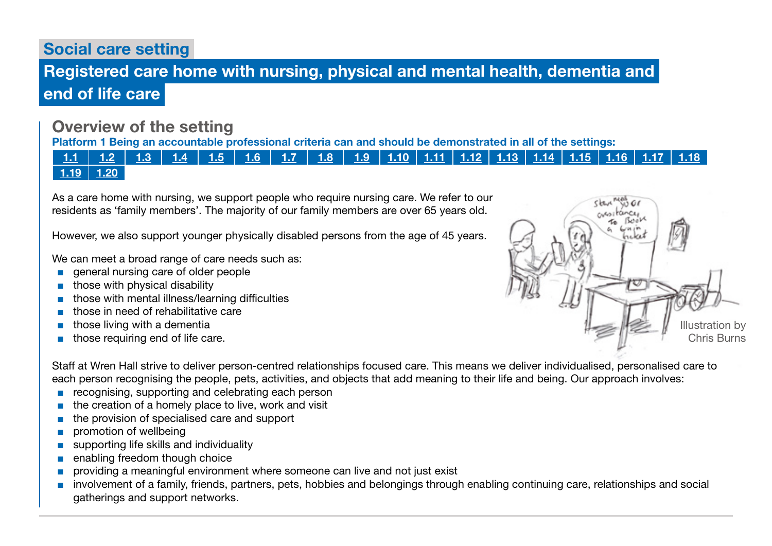# Social care setting

## Registered care home with nursing, physical and mental health, dementia and end of life care

### Overview of the setting

**Platform 1 Being an accountable professional criteria can and should be demonstrated in all of the settings:**

| 1.1 | 1.2 | 1.3 | 1.4 | 1.5 | 1.6 | 1.7 | 1.8 | 1.9 | 1.10 | 1.11 | 1.12 | 1.13 | 1.14 | 1.15 | 1.16 | 1.17 | 1.18 |
|---|---|---|---|---|---|---|---|---|---|---|---|---|---|---|---|---|---|
| 1.19 | 1.20 | | | | | | | | | | | | | | | | |

As a care home with nursing, we support people who require nursing care. We refer to our residents as 'family members'. The majority of our family members are over 65 years old.

However, we also support younger physically disabled persons from the age of 45 years.

We can meet a broad range of care needs such as:

- general nursing care of older people
- those with physical disability
- those with mental illness/learning difficulties
- those in need of rehabilitative care
- those living with a dementia
- those requiring end of life care.

Illustration by Chris Burns

Staff at Wren Hall strive to deliver person-centred relationships focused care. This means we deliver individualised, personalised care to each person recognising the people, pets, activities, and objects that add meaning to their life and being. Our approach involves:

- recognising, supporting and celebrating each person
- the creation of a homely place to live, work and visit
- the provision of specialised care and support
- promotion of wellbeing
- supporting life skills and individuality
- enabling freedom though choice
- providing a meaningful environment where someone can live and not just exist
- involvement of a family, friends, partners, pets, hobbies and belongings through enabling continuing care, relationships and social gatherings and support networks.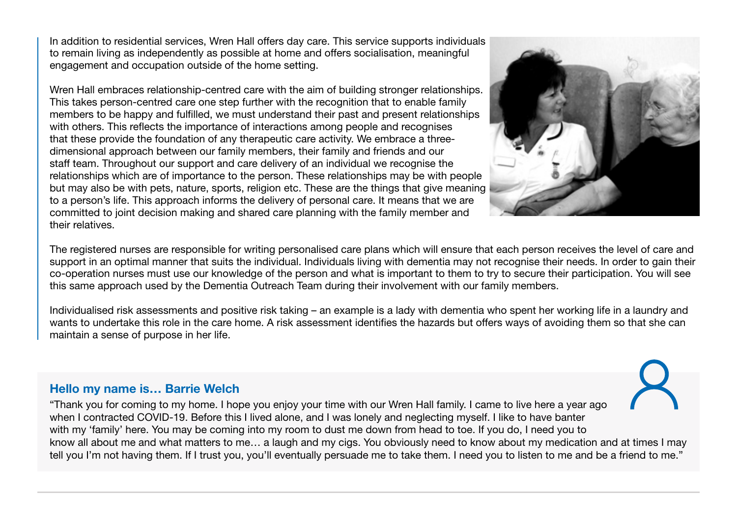In addition to residential services, Wren Hall offers day care. This service supports individuals to remain living as independently as possible at home and offers socialisation, meaningful engagement and occupation outside of the home setting.

Wren Hall embraces relationship-centred care with the aim of building stronger relationships. This takes person-centred care one step further with the recognition that to enable family members to be happy and fulfilled, we must understand their past and present relationships with others. This reflects the importance of interactions among people and recognises that these provide the foundation of any therapeutic care activity. We embrace a three-dimensional approach between our family members, their family and friends and our staff team. Throughout our support and care delivery of an individual we recognise the relationships which are of importance to the person. These relationships may be with people but may also be with pets, nature, sports, religion etc. These are the things that give meaning to a person's life. This approach informs the delivery of personal care. It means that we are committed to joint decision making and shared care planning with the family member and their relatives.

The registered nurses are responsible for writing personalised care plans which will ensure that each person receives the level of care and support in an optimal manner that suits the individual. Individuals living with dementia may not recognise their needs. In order to gain their co-operation nurses must use our knowledge of the person and what is important to them to try to secure their participation. You will see this same approach used by the Dementia Outreach Team during their involvement with our family members.

Individualised risk assessments and positive risk taking – an example is a lady with dementia who spent her working life in a laundry and wants to undertake this role in the care home. A risk assessment identifies the hazards but offers ways of avoiding them so that she can maintain a sense of purpose in her life.

### Hello my name is… Barrie Welch

"Thank you for coming to my home. I hope you enjoy your time with our Wren Hall family. I came to live here a year ago when I contracted COVID-19. Before this I lived alone, and I was lonely and neglecting myself. I like to have banter with my 'family' here. You may be coming into my room to dust me down from head to toe. If you do, I need you to know all about me and what matters to me… a laugh and my cigs. You obviously need to know about my medication and at times I may tell you I'm not having them. If I trust you, you'll eventually persuade me to take them. I need you to listen to me and be a friend to me."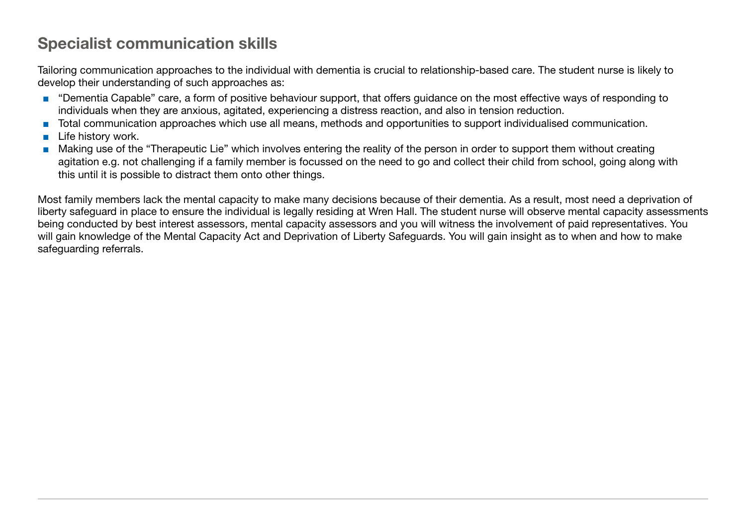## Specialist communication skills

Tailoring communication approaches to the individual with dementia is crucial to relationship-based care. The student nurse is likely to develop their understanding of such approaches as:

- "Dementia Capable" care, a form of positive behaviour support, that offers guidance on the most effective ways of responding to individuals when they are anxious, agitated, experiencing a distress reaction, and also in tension reduction.
- Total communication approaches which use all means, methods and opportunities to support individualised communication.
- Life history work.
- Making use of the "Therapeutic Lie" which involves entering the reality of the person in order to support them without creating agitation e.g. not challenging if a family member is focussed on the need to go and collect their child from school, going along with this until it is possible to distract them onto other things.

Most family members lack the mental capacity to make many decisions because of their dementia. As a result, most need a deprivation of liberty safeguard in place to ensure the individual is legally residing at Wren Hall. The student nurse will observe mental capacity assessments being conducted by best interest assessors, mental capacity assessors and you will witness the involvement of paid representatives. You will gain knowledge of the Mental Capacity Act and Deprivation of Liberty Safeguards. You will gain insight as to when and how to make safeguarding referrals.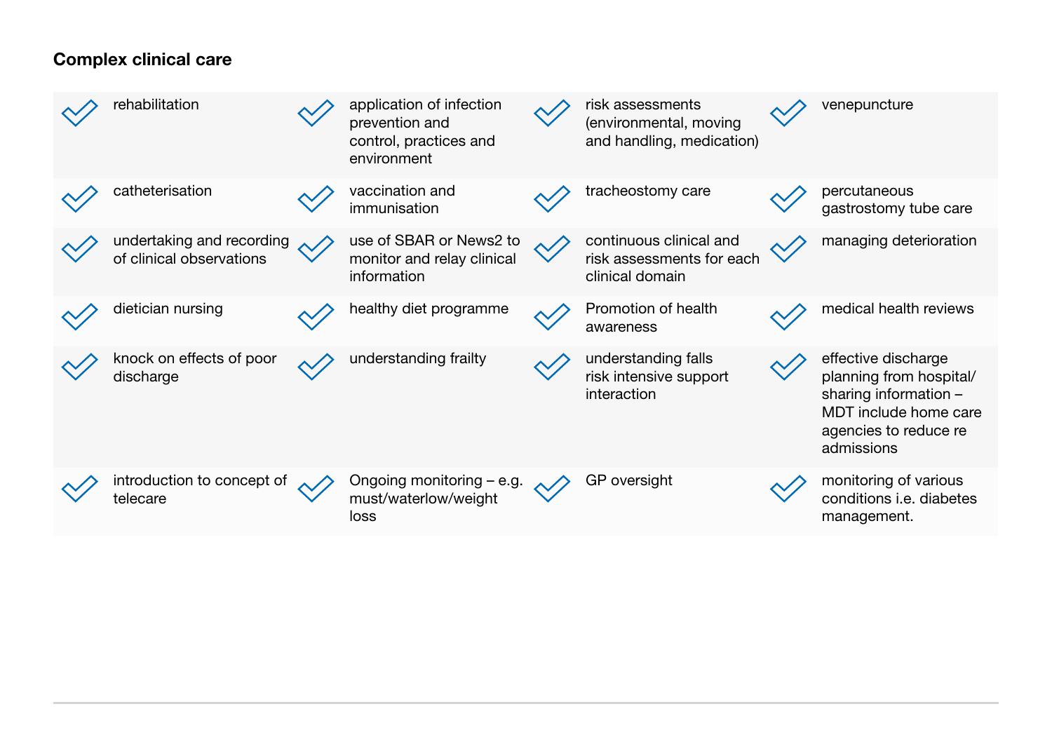### Complex clinical care

- rehabilitation
- application of infection prevention and control, practices and environment
- risk assessments (environmental, moving and handling, medication)
- venepuncture
- catheterisation
- vaccination and immunisation
- tracheostomy care
- percutaneous gastrostomy tube care
- undertaking and recording of clinical observations
- use of SBAR or News2 to monitor and relay clinical information
- continuous clinical and risk assessments for each clinical domain
- managing deterioration
- dietician nursing
- healthy diet programme
- Promotion of health awareness
- medical health reviews
- knock on effects of poor discharge
- understanding frailty
- understanding falls risk intensive support interaction
- effective discharge planning from hospital/ sharing information – MDT include home care agencies to reduce re admissions
- introduction to concept of telecare
- Ongoing monitoring – e.g. must/waterlow/weight loss
- GP oversight
- monitoring of various conditions i.e. diabetes management.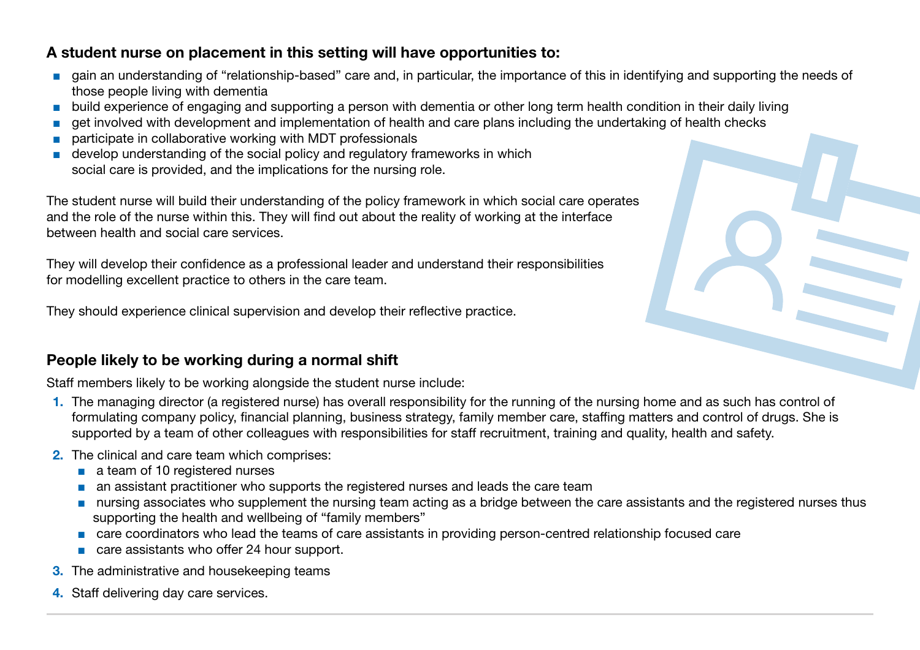### A student nurse on placement in this setting will have opportunities to:

- gain an understanding of "relationship-based" care and, in particular, the importance of this in identifying and supporting the needs of those people living with dementia
- build experience of engaging and supporting a person with dementia or other long term health condition in their daily living
- get involved with development and implementation of health and care plans including the undertaking of health checks
- participate in collaborative working with MDT professionals
- develop understanding of the social policy and regulatory frameworks in which social care is provided, and the implications for the nursing role.

The student nurse will build their understanding of the policy framework in which social care operates and the role of the nurse within this. They will find out about the reality of working at the interface between health and social care services.

They will develop their confidence as a professional leader and understand their responsibilities for modelling excellent practice to others in the care team.

They should experience clinical supervision and develop their reflective practice.

### People likely to be working during a normal shift

Staff members likely to be working alongside the student nurse include:

1. The managing director (a registered nurse) has overall responsibility for the running of the nursing home and as such has control of formulating company policy, financial planning, business strategy, family member care, staffing matters and control of drugs. She is supported by a team of other colleagues with responsibilities for staff recruitment, training and quality, health and safety.
2. The clinical and care team which comprises:
   - a team of 10 registered nurses
   - an assistant practitioner who supports the registered nurses and leads the care team
   - nursing associates who supplement the nursing team acting as a bridge between the care assistants and the registered nurses thus supporting the health and wellbeing of "family members"
   - care coordinators who lead the teams of care assistants in providing person-centred relationship focused care
   - care assistants who offer 24 hour support.
3. The administrative and housekeeping teams
4. Staff delivering day care services.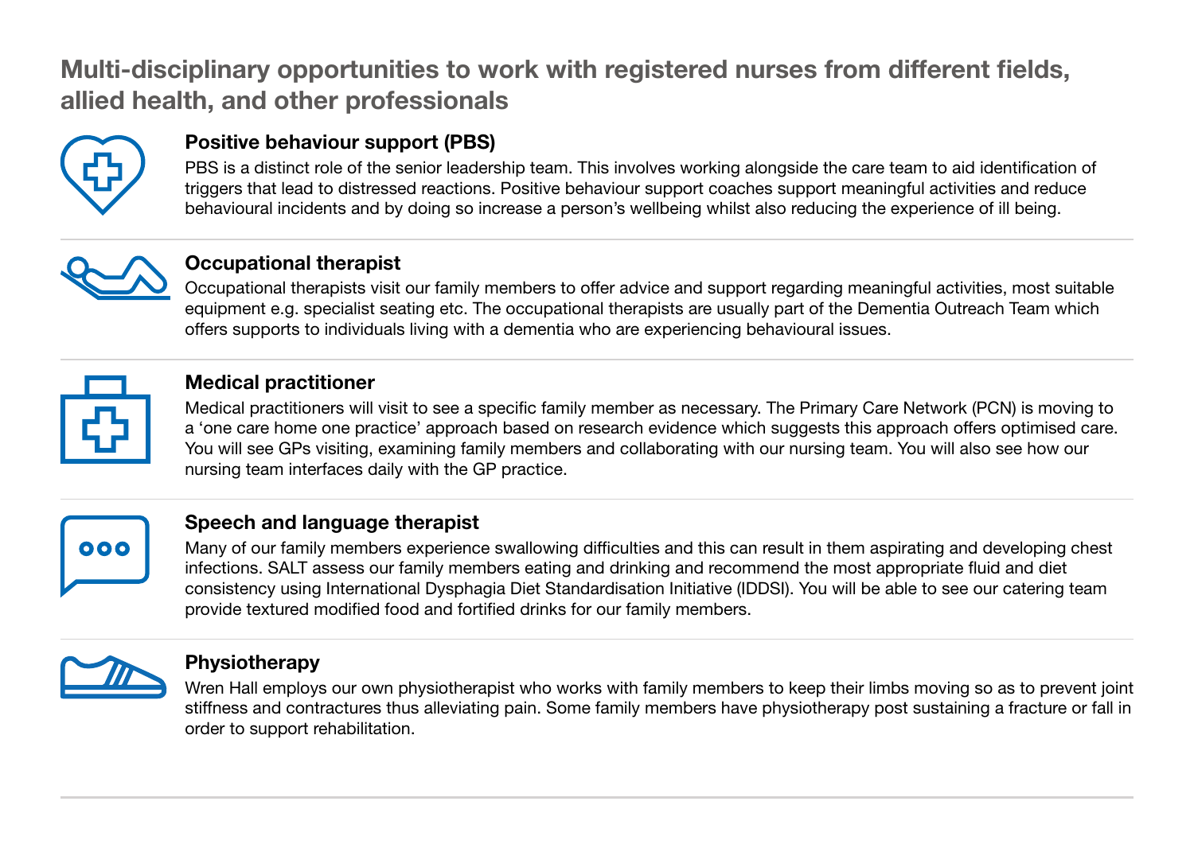## Multi-disciplinary opportunities to work with registered nurses from different fields, allied health, and other professionals

### Positive behaviour support (PBS)

PBS is a distinct role of the senior leadership team. This involves working alongside the care team to aid identification of triggers that lead to distressed reactions. Positive behaviour support coaches support meaningful activities and reduce behavioural incidents and by doing so increase a person's wellbeing whilst also reducing the experience of ill being.

### Occupational therapist

Occupational therapists visit our family members to offer advice and support regarding meaningful activities, most suitable equipment e.g. specialist seating etc. The occupational therapists are usually part of the Dementia Outreach Team which offers supports to individuals living with a dementia who are experiencing behavioural issues.

### Medical practitioner

Medical practitioners will visit to see a specific family member as necessary. The Primary Care Network (PCN) is moving to a 'one care home one practice' approach based on research evidence which suggests this approach offers optimised care. You will see GPs visiting, examining family members and collaborating with our nursing team. You will also see how our nursing team interfaces daily with the GP practice.

### Speech and language therapist

Many of our family members experience swallowing difficulties and this can result in them aspirating and developing chest infections. SALT assess our family members eating and drinking and recommend the most appropriate fluid and diet consistency using International Dysphagia Diet Standardisation Initiative (IDDSI). You will be able to see our catering team provide textured modified food and fortified drinks for our family members.

### Physiotherapy

Wren Hall employs our own physiotherapist who works with family members to keep their limbs moving so as to prevent joint stiffness and contractures thus alleviating pain. Some family members have physiotherapy post sustaining a fracture or fall in order to support rehabilitation.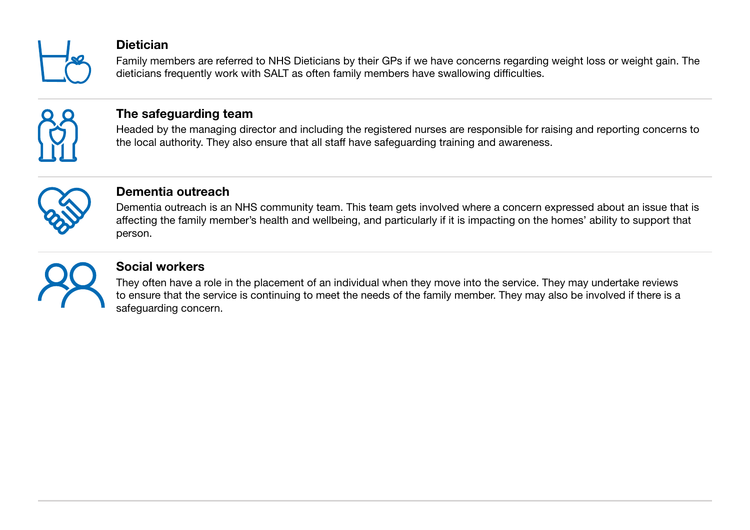### Dietician

Family members are referred to NHS Dieticians by their GPs if we have concerns regarding weight loss or weight gain. The dieticians frequently work with SALT as often family members have swallowing difficulties.

### The safeguarding team

Headed by the managing director and including the registered nurses are responsible for raising and reporting concerns to the local authority. They also ensure that all staff have safeguarding training and awareness.

### Dementia outreach

Dementia outreach is an NHS community team. This team gets involved where a concern expressed about an issue that is affecting the family member's health and wellbeing, and particularly if it is impacting on the homes' ability to support that person.

### Social workers

They often have a role in the placement of an individual when they move into the service. They may undertake reviews to ensure that the service is continuing to meet the needs of the family member. They may also be involved if there is a safeguarding concern.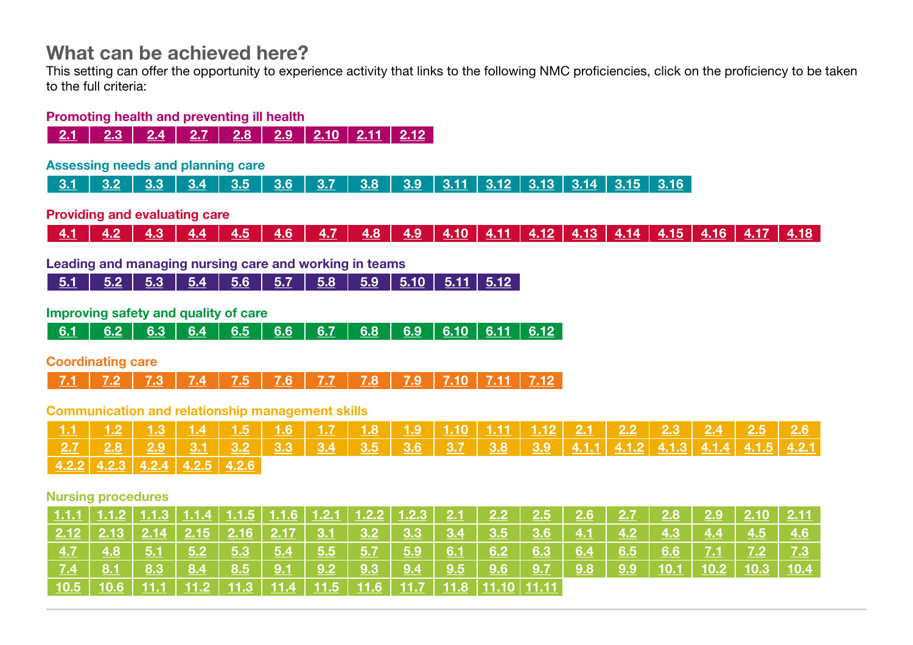## What can be achieved here?

This setting can offer the opportunity to experience activity that links to the following NMC proficiencies, click on the proficiency to be taken to the full criteria:

### Promoting health and preventing ill health

| | | | | | | | | |
|---|---|---|---|---|---|---|---|---|
| 2.1 | 2.3 | 2.4 | 2.7 | 2.8 | 2.9 | 2.10 | 2.11 | 2.12 |

### Assessing needs and planning care

| | | | | | | | | | | | | | | |
|---|---|---|---|---|---|---|---|---|---|---|---|---|---|---|
| 3.1 | 3.2 | 3.3 | 3.4 | 3.5 | 3.6 | 3.7 | 3.8 | 3.9 | 3.11 | 3.12 | 3.13 | 3.14 | 3.15 | 3.16 |

### Providing and evaluating care

| | | | | | | | | | | | | | | | | | |
|---|---|---|---|---|---|---|---|---|---|---|---|---|---|---|---|---|---|
| 4.1 | 4.2 | 4.3 | 4.4 | 4.5 | 4.6 | 4.7 | 4.8 | 4.9 | 4.10 | 4.11 | 4.12 | 4.13 | 4.14 | 4.15 | 4.16 | 4.17 | 4.18 |

### Leading and managing nursing care and working in teams

| | | | | | | | | | | |
|---|---|---|---|---|---|---|---|---|---|---|
| 5.1 | 5.2 | 5.3 | 5.4 | 5.6 | 5.7 | 5.8 | 5.9 | 5.10 | 5.11 | 5.12 |

### Improving safety and quality of care

| | | | | | | | | | | | |
|---|---|---|---|---|---|---|---|---|---|---|---|
| 6.1 | 6.2 | 6.3 | 6.4 | 6.5 | 6.6 | 6.7 | 6.8 | 6.9 | 6.10 | 6.11 | 6.12 |

### Coordinating care

| | | | | | | | | | | | |
|---|---|---|---|---|---|---|---|---|---|---|---|
| 7.1 | 7.2 | 7.3 | 7.4 | 7.5 | 7.6 | 7.7 | 7.8 | 7.9 | 7.10 | 7.11 | 7.12 |

### Communication and relationship management skills

| | | | | | | | | | | | | | | | | | |
|---|---|---|---|---|---|---|---|---|---|---|---|---|---|---|---|---|---|
| 1.1 | 1.2 | 1.3 | 1.4 | 1.5 | 1.6 | 1.7 | 1.8 | 1.9 | 1.10 | 1.11 | 1.12 | 2.1 | 2.2 | 2.3 | 2.4 | 2.5 | 2.6 |
| 2.7 | 2.8 | 2.9 | 3.1 | 3.2 | 3.3 | 3.4 | 3.5 | 3.6 | 3.7 | 3.8 | 3.9 | 4.1.1 | 4.1.2 | 4.1.3 | 4.1.4 | 4.1.5 | 4.2.1 |
| 4.2.2 | 4.2.3 | 4.2.4 | 4.2.5 | 4.2.6 | | | | | | | | | | | | | |

### Nursing procedures

| | | | | | | | | | | | | | | | | | |
|---|---|---|---|---|---|---|---|---|---|---|---|---|---|---|---|---|---|
| 1.1.1 | 1.1.2 | 1.1.3 | 1.1.4 | 1.1.5 | 1.1.6 | 1.2.1 | 1.2.2 | 1.2.3 | 2.1 | 2.2 | 2.5 | 2.6 | 2.7 | 2.8 | 2.9 | 2.10 | 2.11 |
| 2.12 | 2.13 | 2.14 | 2.15 | 2.16 | 2.17 | 3.1 | 3.2 | 3.3 | 3.4 | 3.5 | 3.6 | 4.1 | 4.2 | 4.3 | 4.4 | 4.5 | 4.6 |
| 4.7 | 4.8 | 5.1 | 5.2 | 5.3 | 5.4 | 5.5 | 5.7 | 5.9 | 6.1 | 6.2 | 6.3 | 6.4 | 6.5 | 6.6 | 7.1 | 7.2 | 7.3 |
| 7.4 | 8.1 | 8.3 | 8.4 | 8.5 | 9.1 | 9.2 | 9.3 | 9.4 | 9.5 | 9.6 | 9.7 | 9.8 | 9.9 | 10.1 | 10.2 | 10.3 | 10.4 |
| 10.5 | 10.6 | 11.1 | 11.2 | 11.3 | 11.4 | 11.5 | 11.6 | 11.7 | 11.8 | 11.10 | 11.11 | | | | | | |